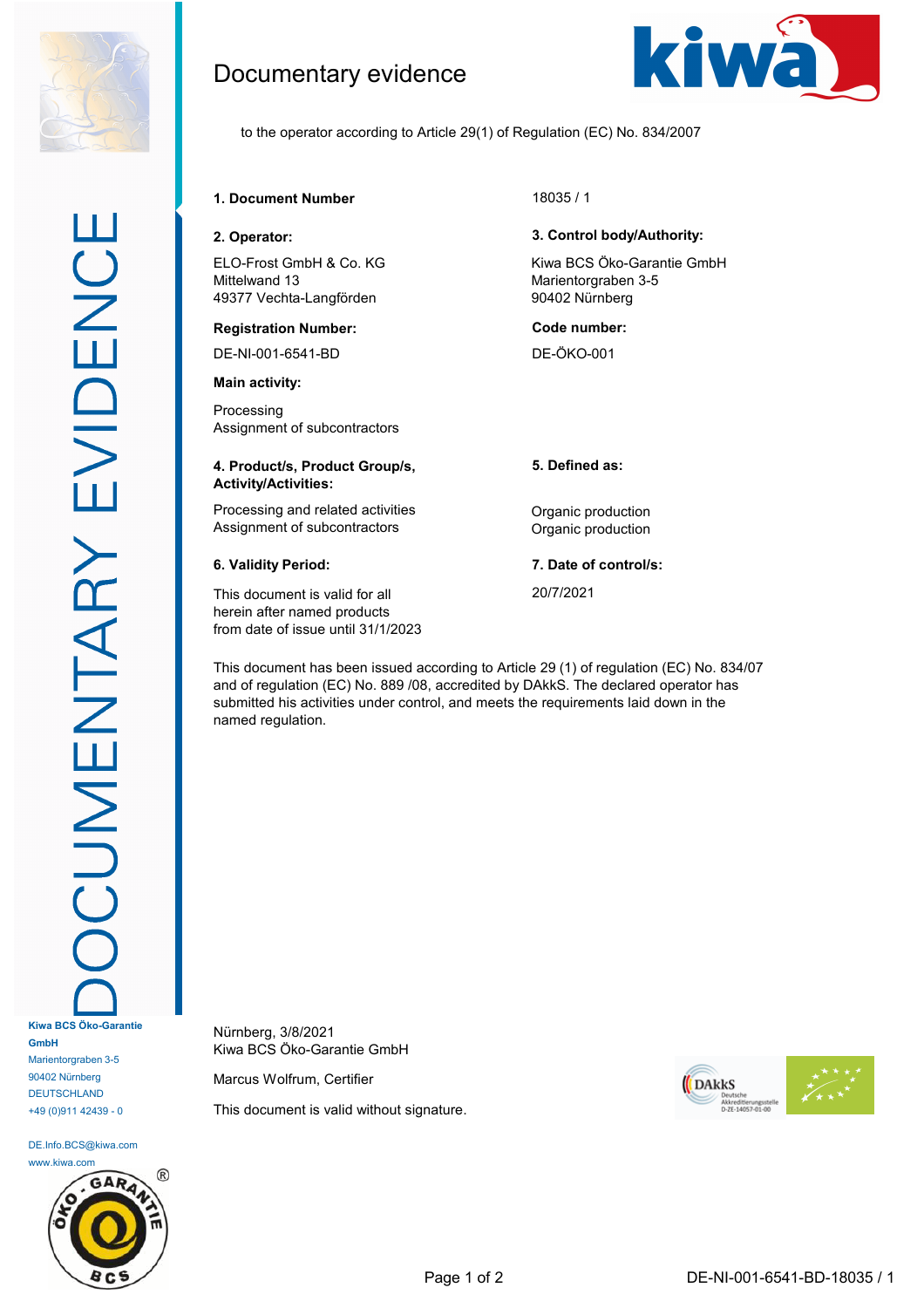# Documentary evidence

to the operator according to Article 29(1) of Regulation (EC) No. 834/2007

**1. Document Number**

18035 / 1

**2. Operator:**

ELO-Frost GmbH & Co. KG
Mittelwand 13
49377 Vechta-Langförden

**Registration Number:**

DE-NI-001-6541-BD

**Main activity:**

Processing
Assignment of subcontractors

**3. Control body/Authority:**

Kiwa BCS Öko-Garantie GmbH
Marientorgraben 3-5
90402 Nürnberg

**Code number:**

DE-ÖKO-001

| **4. Product/s, Product Group/s, Activity/Activities:** | **5. Defined as:** |
|---|---|
| Processing and related activities | Organic production |
| Assignment of subcontractors | Organic production |

**6. Validity Period:**

This document is valid for all herein after named products from date of issue until 31/1/2023

**7. Date of control/s:**

20/7/2021

This document has been issued according to Article 29 (1) of regulation (EC) No. 834/07 and of regulation (EC) No. 889 /08, accredited by DAkkS. The declared operator has submitted his activities under control, and meets the requirements laid down in the named regulation.

Nürnberg, 3/8/2021
Kiwa BCS Öko-Garantie GmbH

Marcus Wolfrum, Certifier

This document is valid without signature.

Kiwa BCS Öko-Garantie GmbH
Marientorgraben 3-5
90402 Nürnberg
DEUTSCHLAND
+49 (0)911 42439 - 0

DE.Info.BCS@kiwa.com
www.kiwa.com

DE-NI-001-6541-BD-18035 / 1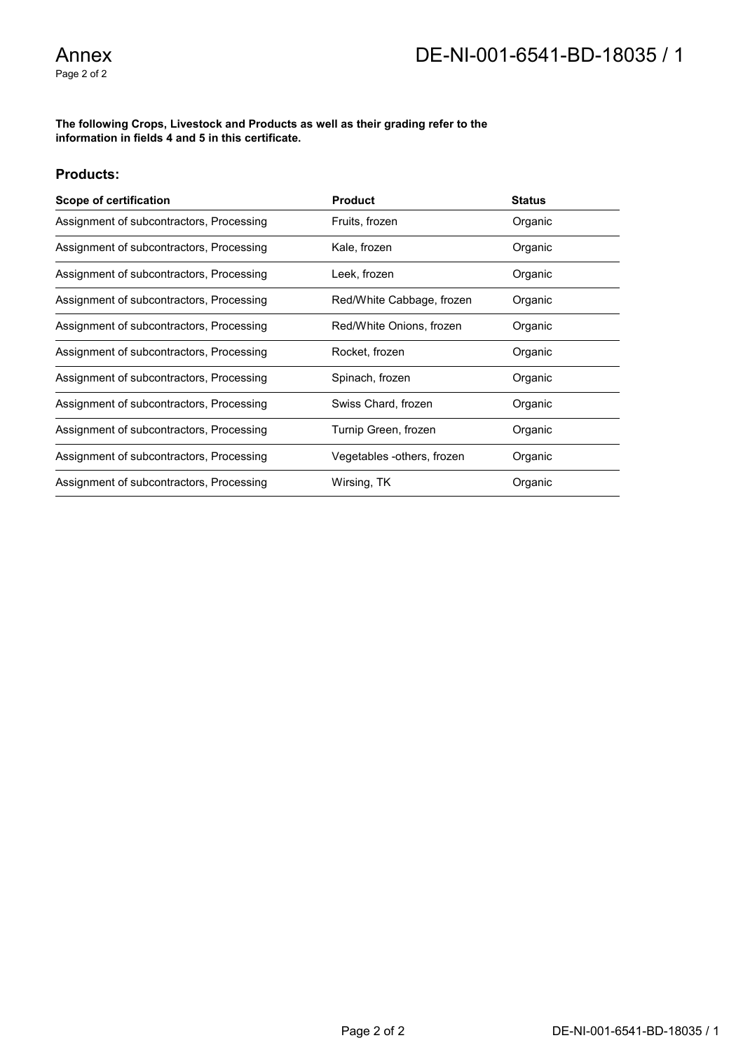# Annex

## DE-NI-001-6541-BD-18035 / 1

**The following Crops, Livestock and Products as well as their grading refer to the information in fields 4 and 5 in this certificate.**

### Products:

| Scope of certification | Product | Status |
|---|---|---|
| Assignment of subcontractors, Processing | Fruits, frozen | Organic |
| Assignment of subcontractors, Processing | Kale, frozen | Organic |
| Assignment of subcontractors, Processing | Leek, frozen | Organic |
| Assignment of subcontractors, Processing | Red/White Cabbage, frozen | Organic |
| Assignment of subcontractors, Processing | Red/White Onions, frozen | Organic |
| Assignment of subcontractors, Processing | Rocket, frozen | Organic |
| Assignment of subcontractors, Processing | Spinach, frozen | Organic |
| Assignment of subcontractors, Processing | Swiss Chard, frozen | Organic |
| Assignment of subcontractors, Processing | Turnip Green, frozen | Organic |
| Assignment of subcontractors, Processing | Vegetables -others, frozen | Organic |
| Assignment of subcontractors, Processing | Wirsing, TK | Organic |